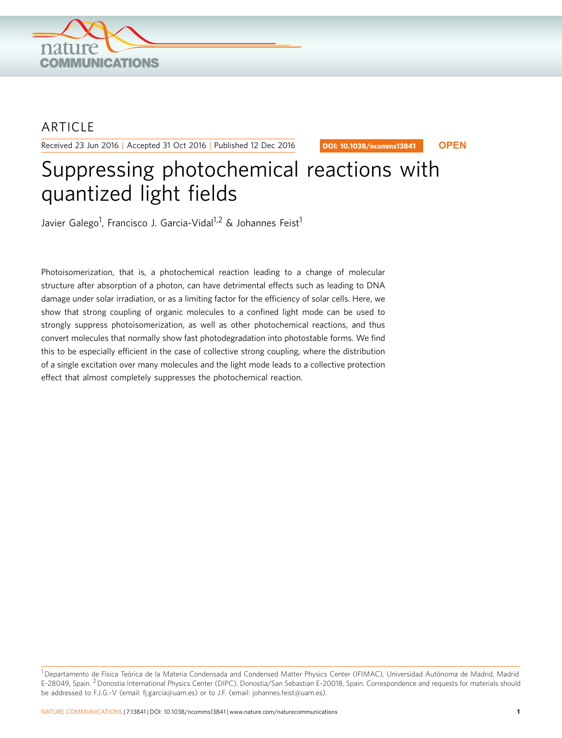ARTICLE

Received 23 Jun 2016 | Accepted 31 Oct 2016 | Published 12 Dec 2016

DOI: 10.1038/ncomms13841 **OPEN**

# Suppressing photochemical reactions with quantized light fields

Javier Galego[1], Francisco J. Garcia-Vidal[1,2] & Johannes Feist[1]

Photoisomerization, that is, a photochemical reaction leading to a change of molecular structure after absorption of a photon, can have detrimental effects such as leading to DNA damage under solar irradiation, or as a limiting factor for the efficiency of solar cells. Here, we show that strong coupling of organic molecules to a confined light mode can be used to strongly suppress photoisomerization, as well as other photochemical reactions, and thus convert molecules that normally show fast photodegradation into photostable forms. We find this to be especially efficient in the case of collective strong coupling, where the distribution of a single excitation over many molecules and the light mode leads to a collective protection effect that almost completely suppresses the photochemical reaction.

[1] Departamento de Física Teórica de la Materia Condensada and Condensed Matter Physics Center (IFIMAC), Universidad Autónoma de Madrid, Madrid E-28049, Spain. [2] Donostia International Physics Center (DIPC), Donostia/San Sebastian E-20018, Spain. Correspondence and requests for materials should be addressed to F.J.G.-V (email: fj.garcia@uam.es) or to J.F. (email: johannes.feist@uam.es).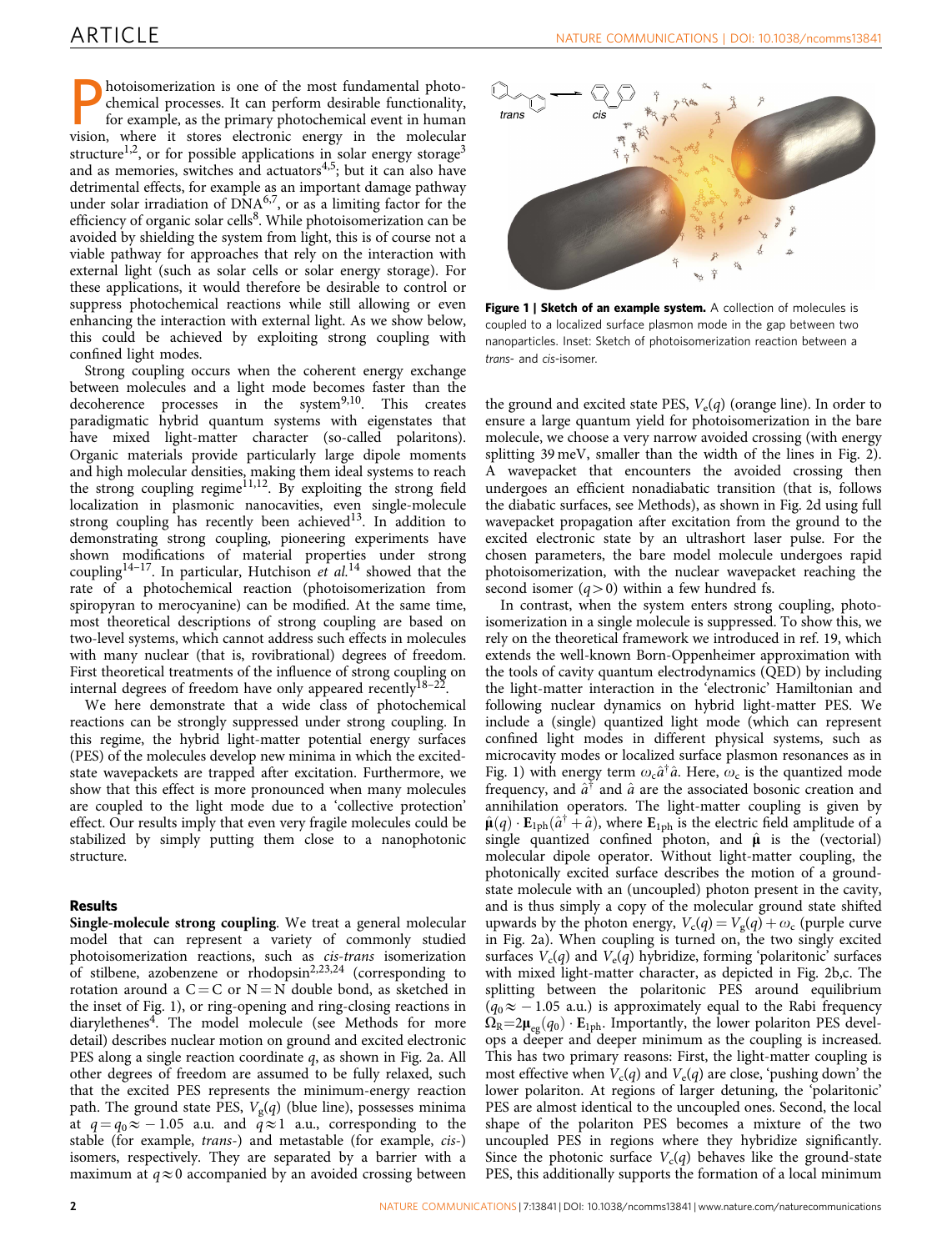Photoisomerization is one of the most fundamental photochemical processes. It can perform desirable functionality, for example, as the primary photochemical event in human vision, where it stores electronic energy in the molecular structure[1,2], or for possible applications in solar energy storage[3] and as memories, switches and actuators[4,5]; but it can also have detrimental effects, for example as an important damage pathway under solar irradiation of DNA[6,7], or as a limiting factor for the efficiency of organic solar cells[8]. While photoisomerization can be avoided by shielding the system from light, this is of course not a viable pathway for approaches that rely on the interaction with external light (such as solar cells or solar energy storage). For these applications, it would therefore be desirable to control or suppress photochemical reactions while still allowing or even enhancing the interaction with external light. As we show below, this could be achieved by exploiting strong coupling with confined light modes.

Strong coupling occurs when the coherent energy exchange between molecules and a light mode becomes faster than the decoherence processes in the system[9,10]. This creates paradigmatic hybrid quantum systems with eigenstates that have mixed light-matter character (so-called polaritons). Organic materials provide particularly large dipole moments and high molecular densities, making them ideal systems to reach the strong coupling regime[11,12]. By exploiting the strong field localization in plasmonic nanocavities, even single-molecule strong coupling has recently been achieved[13]. In addition to demonstrating strong coupling, pioneering experiments have shown modifications of material properties under strong coupling[14–17]. In particular, Hutchison *et al.*[14] showed that the rate of a photochemical reaction (photoisomerization from spiropyran to merocyanine) can be modified. At the same time, most theoretical descriptions of strong coupling are based on two-level systems, which cannot address such effects in molecules with many nuclear (that is, rovibrational) degrees of freedom. First theoretical treatments of the influence of strong coupling on internal degrees of freedom have only appeared recently[18–22].

We here demonstrate that a wide class of photochemical reactions can be strongly suppressed under strong coupling. In this regime, the hybrid light-matter potential energy surfaces (PES) of the molecules develop new minima in which the excited-state wavepackets are trapped after excitation. Furthermore, we show that this effect is more pronounced when many molecules are coupled to the light mode due to a 'collective protection' effect. Our results imply that even very fragile molecules could be stabilized by simply putting them close to a nanophotonic structure.

## Results

**Single-molecule strong coupling.** We treat a general molecular model that can represent a variety of commonly studied photoisomerization reactions, such as *cis-trans* isomerization of stilbene, azobenzene or rhodopsin[2,23,24] (corresponding to rotation around a C=C or N=N double bond, as sketched in the inset of Fig. 1), or ring-opening and ring-closing reactions in diarylethenes[4]. The model molecule (see Methods for more detail) describes nuclear motion on ground and excited electronic PES along a single reaction coordinate $q$, as shown in Fig. 2a. All other degrees of freedom are assumed to be fully relaxed, such that the excited PES represents the minimum-energy reaction path. The ground state PES, $V_g(q)$ (blue line), possesses minima at $q = q_0 \approx -1.05$ a.u. and $q \approx 1$ a.u., corresponding to the stable (for example, *trans*-) and metastable (for example, *cis*-) isomers, respectively. They are separated by a barrier with a maximum at $q \approx 0$ accompanied by an avoided crossing between the ground and excited state PES, $V_e(q)$ (orange line). In order to ensure a large quantum yield for photoisomerization in the bare molecule, we choose a very narrow avoided crossing (with energy splitting 39 meV, smaller than the width of the lines in Fig. 2). A wavepacket that encounters the avoided crossing then undergoes an efficient nonadiabatic transition (that is, follows the diabatic surfaces, see Methods), as shown in Fig. 2d using full wavepacket propagation after excitation from the ground to the excited electronic state by an ultrashort laser pulse. For the chosen parameters, the bare model molecule undergoes rapid photoisomerization, with the nuclear wavepacket reaching the second isomer ($q > 0$) within a few hundred fs.

In contrast, when the system enters strong coupling, photoisomerization in a single molecule is suppressed. To show this, we rely on the theoretical framework we introduced in ref. 19, which extends the well-known Born-Oppenheimer approximation with the tools of cavity quantum electrodynamics (QED) by including the light-matter interaction in the 'electronic' Hamiltonian and following nuclear dynamics on hybrid light-matter PES. We include a (single) quantized light mode (which can represent confined light modes in different physical systems, such as microcavity modes or localized surface plasmon resonances as in Fig. 1) with energy term $\omega_c \hat{a}^\dagger \hat{a}$. Here, $\omega_c$ is the quantized mode frequency, and $\hat{a}^\dagger$ and $\hat{a}$ are the associated bosonic creation and annihilation operators. The light-matter coupling is given by $\hat{\boldsymbol{\mu}}(q) \cdot \mathbf{E}_{1\text{ph}}(\hat{a}^\dagger + \hat{a})$, where $\mathbf{E}_{1\text{ph}}$ is the electric field amplitude of a single quantized confined photon, and $\hat{\boldsymbol{\mu}}$ is the (vectorial) molecular dipole operator. Without light-matter coupling, the photonically excited surface describes the motion of a ground-state molecule with an (uncoupled) photon present in the cavity, and is thus simply a copy of the molecular ground state shifted upwards by the photon energy, $V_c(q) = V_g(q) + \omega_c$ (purple curve in Fig. 2a). When coupling is turned on, the two singly excited surfaces $V_c(q)$ and $V_e(q)$ hybridize, forming 'polaritonic' surfaces with mixed light-matter character, as depicted in Fig. 2b,c. The splitting between the polaritonic PES around equilibrium ($q_0 \approx -1.05$ a.u.) is approximately equal to the Rabi frequency $\Omega_R = 2\boldsymbol{\mu}_{eg}(q_0) \cdot \mathbf{E}_{1\text{ph}}$. Importantly, the lower polariton PES develops a deeper and deeper minimum as the coupling is increased. This has two primary reasons: First, the light-matter coupling is most effective when $V_c(q)$ and $V_e(q)$ are close, 'pushing down' the lower polariton. At regions of larger detuning, the 'polaritonic' PES are almost identical to the uncoupled ones. Second, the local shape of the polariton PES becomes a mixture of the two uncoupled PES in regions where they hybridize significantly. Since the photonic surface $V_c(q)$ behaves like the ground-state PES, this additionally supports the formation of a local minimum

**Figure 1 | Sketch of an example system.** A collection of molecules is coupled to a localized surface plasmon mode in the gap between two nanoparticles. Inset: Sketch of photoisomerization reaction between a *trans*- and *cis*-isomer.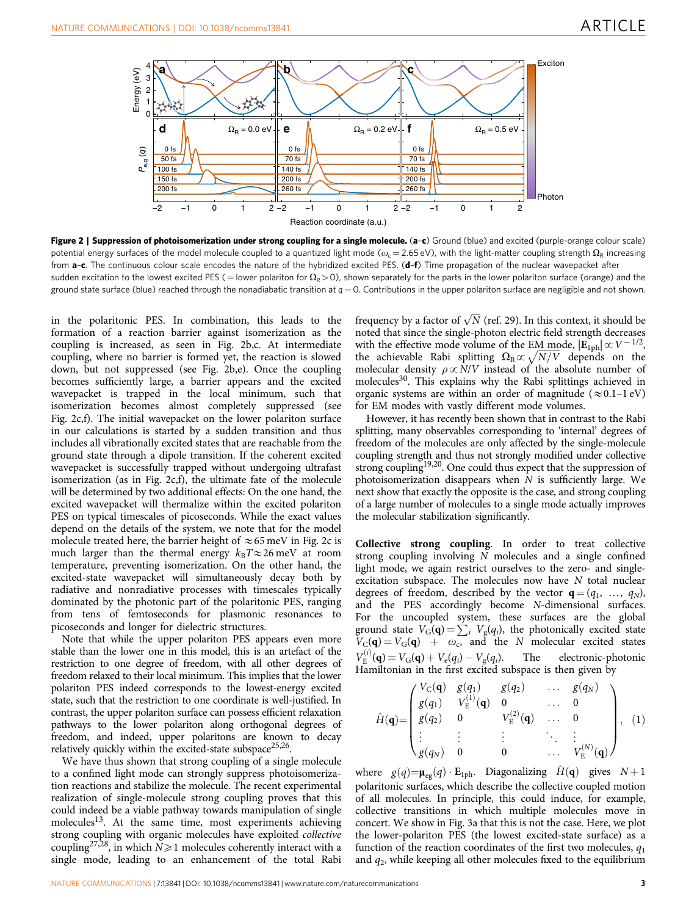Exciton

Photon

Energy (eV)

a b c

d $\Omega_R$ = 0.0 eV

e $\Omega_R$ = 0.2 eV

f $\Omega_R$ = 0.5 eV

$P_{e,g}(q)$

0 fs, 50 fs, 100 fs, 150 fs, 200 fs

0 fs, 70 fs, 140 fs, 200 fs, 260 fs

0 fs, 70 fs, 140 fs, 200 fs, 260 fs

Reaction coordinate (a.u.)

**Figure 2 | Suppression of photoisomerization under strong coupling for a single molecule.** (**a**–**c**) Ground (blue) and excited (purple-orange colour scale) potential energy surfaces of the model molecule coupled to a quantized light mode ($\omega_c = 2.65$ eV), with the light-matter coupling strength $\Omega_R$ increasing from **a**–**c**. The continuous colour scale encodes the nature of the hybridized excited PES. (**d**–**f**) Time propagation of the nuclear wavepacket after sudden excitation to the lowest excited PES (= lower polariton for $\Omega_R > 0$), shown separately for the parts in the lower polariton surface (orange) and the ground state surface (blue) reached through the nonadiabatic transition at $q = 0$. Contributions in the upper polariton surface are negligible and not shown.

in the polaritonic PES. In combination, this leads to the formation of a reaction barrier against isomerization as the coupling is increased, as seen in Fig. 2b,c. At intermediate coupling, where no barrier is formed yet, the reaction is slowed down, but not suppressed (see Fig. 2b,e). Once the coupling becomes sufficiently large, a barrier appears and the excited wavepacket is trapped in the local minimum, such that isomerization becomes almost completely suppressed (see Fig. 2c,f). The initial wavepacket on the lower polariton surface in our calculations is started by a sudden transition and thus includes all vibrationally excited states that are reachable from the ground state through a dipole transition. If the coherent excited wavepacket is successfully trapped without undergoing ultrafast isomerization (as in Fig. 2c,f), the ultimate fate of the molecule will be determined by two additional effects: On the one hand, the excited wavepacket will thermalize within the excited polariton PES on typical timescales of picoseconds. While the exact values depend on the details of the system, we note that for the model molecule treated here, the barrier height of $\approx 65$ meV in Fig. 2c is much larger than the thermal energy $k_B T \approx 26$ meV at room temperature, preventing isomerization. On the other hand, the excited-state wavepacket will simultaneously decay both by radiative and nonradiative processes with timescales typically dominated by the photonic part of the polaritonic PES, ranging from tens of femtoseconds for plasmonic resonances to picoseconds and longer for dielectric structures.

Note that while the upper polariton PES appears even more stable than the lower one in this model, this is an artefact of the restriction to one degree of freedom, with all other degrees of freedom relaxed to their local minimum. This implies that the lower polariton PES indeed corresponds to the lowest-energy excited state, such that the restriction to one coordinate is well-justified. In contrast, the upper polariton surface can possess efficient relaxation pathways to the lower polariton along orthogonal degrees of freedom, and indeed, upper polaritons are known to decay relatively quickly within the excited-state subspace[25,26].

We have thus shown that strong coupling of a single molecule to a confined light mode can strongly suppress photoisomerization reactions and stabilize the molecule. The recent experimental realization of single-molecule strong coupling proves that this could indeed be a viable pathway towards manipulation of single molecules[13]. At the same time, most experiments achieving strong coupling with organic molecules have exploited *collective* coupling[27,28], in which $N \gg 1$ molecules coherently interact with a single mode, leading to an enhancement of the total Rabi frequency by a factor of $\sqrt{N}$ (ref. 29). In this context, it should be noted that since the single-photon electric field strength decreases with the effective mode volume of the EM mode, $|\mathbf{E}_{1\text{ph}}| \propto V^{-1/2}$, the achievable Rabi splitting $\Omega_R \propto \sqrt{N/V}$ depends on the molecular density $\rho \propto N/V$ instead of the absolute number of molecules[30]. This explains why the Rabi splittings achieved in organic systems are within an order of magnitude ($\approx 0.1$–$1$ eV) for EM modes with vastly different mode volumes.

However, it has recently been shown that in contrast to the Rabi splitting, many observables corresponding to 'internal' degrees of freedom of the molecules are only affected by the single-molecule coupling strength and thus not strongly modified under collective strong coupling[19,20]. One could thus expect that the suppression of photoisomerization disappears when $N$ is sufficiently large. We next show that exactly the opposite is the case, and strong coupling of a large number of molecules to a single mode actually improves the molecular stabilization significantly.

**Collective strong coupling.** In order to treat collective strong coupling involving $N$ molecules and a single confined light mode, we again restrict ourselves to the zero- and single-excitation subspace. The molecules now have $N$ total nuclear degrees of freedom, described by the vector $\mathbf{q} = (q_1, \ldots, q_N)$, and the PES accordingly become $N$-dimensional surfaces. For the uncoupled system, these surfaces are the global ground state $V_G(\mathbf{q}) = \sum_i V_g(q_i)$, the photonically excited state $V_C(\mathbf{q}) = V_G(\mathbf{q}) + \omega_c$, and the $N$ molecular excited states $V_E^{(i)}(\mathbf{q}) = V_G(\mathbf{q}) + V_e(q_i) - V_g(q_i)$. The electronic-photonic Hamiltonian in the first excited subspace is then given by

$$\hat{H}(\mathbf{q}) = \begin{pmatrix} V_C(\mathbf{q}) & g(q_1) & g(q_2) & \ldots & g(q_N) \\ g(q_1) & V_E^{(1)}(\mathbf{q}) & 0 & \ldots & 0 \\ g(q_2) & 0 & V_E^{(2)}(\mathbf{q}) & \ldots & 0 \\ \vdots & \vdots & \vdots & \ddots & \vdots \\ g(q_N) & 0 & 0 & \ldots & V_E^{(N)}(\mathbf{q}) \end{pmatrix}, \quad (1)$$

where $g(q) = \boldsymbol{\mu}_{eg}(q) \cdot \mathbf{E}_{1\text{ph}}$. Diagonalizing $\hat{H}(\mathbf{q})$ gives $N+1$ polaritonic surfaces, which describe the collective coupled motion of all molecules. In principle, this could induce, for example, collective transitions in which multiple molecules move in concert. We show in Fig. 3a that this is not the case. Here, we plot the lower-polariton PES (the lowest excited-state surface) as a function of the reaction coordinates of the first two molecules, $q_1$ and $q_2$, while keeping all other molecules fixed to the equilibrium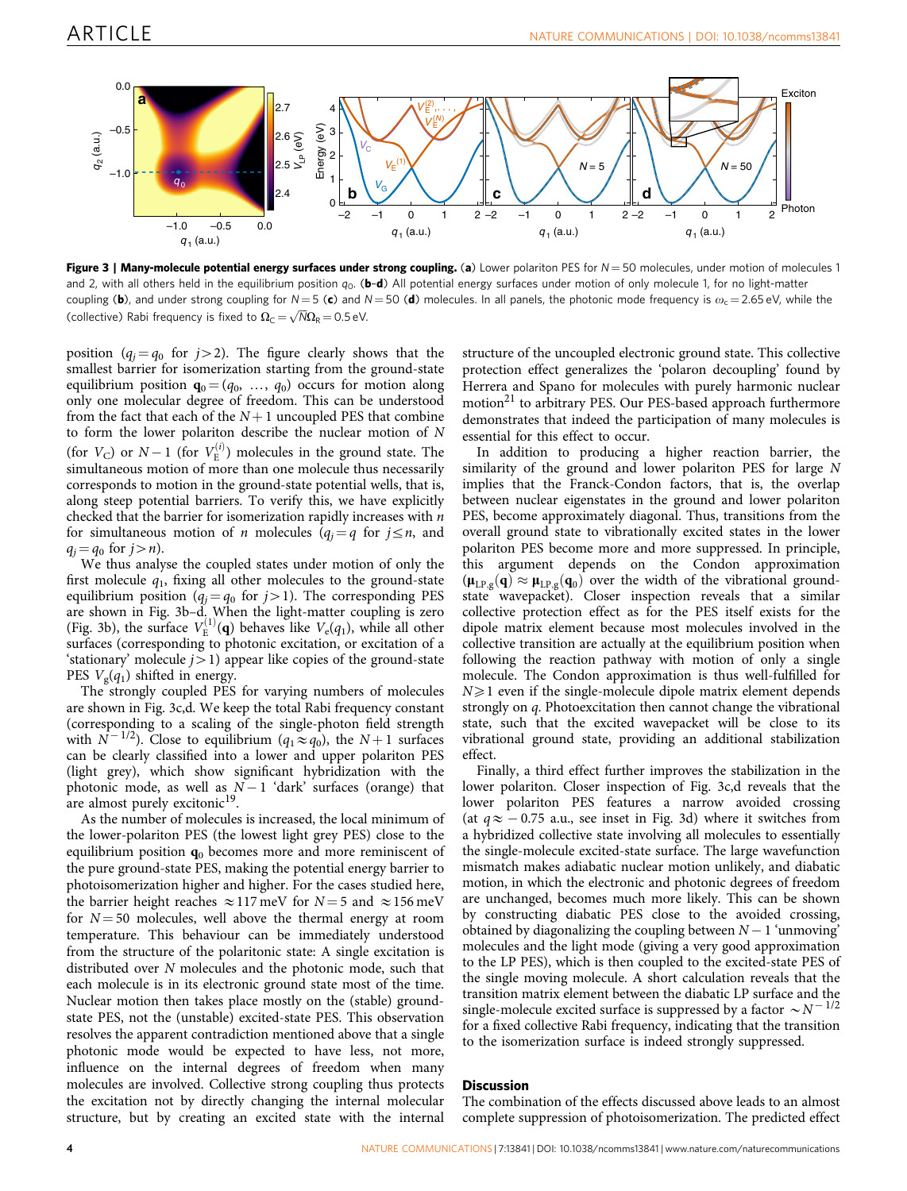**Figure 3 | Many-molecule potential energy surfaces under strong coupling.** (**a**) Lower polariton PES for $N = 50$ molecules, under motion of molecules 1 and 2, with all others held in the equilibrium position $q_0$. (**b**–**d**) All potential energy surfaces under motion of only molecule 1, for no light-matter coupling (**b**), and under strong coupling for $N = 5$ (**c**) and $N = 50$ (**d**) molecules. In all panels, the photonic mode frequency is $\omega_c = 2.65$ eV, while the (collective) Rabi frequency is fixed to $\Omega_C = \sqrt{N}\Omega_R = 0.5$ eV.

position ($q_j = q_0$ for $j > 2$). The figure clearly shows that the smallest barrier for isomerization starting from the ground-state equilibrium position $\mathbf{q}_0 = (q_0, \ldots, q_0)$ occurs for motion along only one molecular degree of freedom. This can be understood from the fact that each of the $N+1$ uncoupled PES that combine to form the lower polariton describe the nuclear motion of $N$ (for $V_C$) or $N-1$ (for $V_E^{(i)}$) molecules in the ground state. The simultaneous motion of more than one molecule thus necessarily corresponds to motion in the ground-state potential wells, that is, along steep potential barriers. To verify this, we have explicitly checked that the barrier for isomerization rapidly increases with $n$ for simultaneous motion of $n$ molecules ($q_j = q$ for $j \leq n$, and $q_j = q_0$ for $j > n$).

We thus analyse the coupled states under motion of only the first molecule $q_1$, fixing all other molecules to the ground-state equilibrium position ($q_j = q_0$ for $j > 1$). The corresponding PES are shown in Fig. 3b–d. When the light-matter coupling is zero (Fig. 3b), the surface $V_E^{(1)}(\mathbf{q})$ behaves like $V_e(q_1)$, while all other surfaces (corresponding to photonic excitation, or excitation of a 'stationary' molecule $j > 1$) appear like copies of the ground-state PES $V_g(q_1)$ shifted in energy.

The strongly coupled PES for varying numbers of molecules are shown in Fig. 3c,d. We keep the total Rabi frequency constant (corresponding to a scaling of the single-photon field strength with $N^{-1/2}$). Close to equilibrium ($q_1 \approx q_0$), the $N+1$ surfaces can be clearly classified into a lower and upper polariton PES (light grey), which show significant hybridization with the photonic mode, as well as $N-1$ 'dark' surfaces (orange) that are almost purely excitonic[19].

As the number of molecules is increased, the local minimum of the lower-polariton PES (the lowest light grey PES) close to the equilibrium position $\mathbf{q}_0$ becomes more and more reminiscent of the pure ground-state PES, making the potential energy barrier to photoisomerization higher and higher. For the cases studied here, the barrier height reaches $\approx 117$ meV for $N = 5$ and $\approx 156$ meV for $N = 50$ molecules, well above the thermal energy at room temperature. This behaviour can be immediately understood from the structure of the polaritonic state: A single excitation is distributed over $N$ molecules and the photonic mode, such that each molecule is in its electronic ground state most of the time. Nuclear motion then takes place mostly on the (stable) ground-state PES, not the (unstable) excited-state PES. This observation resolves the apparent contradiction mentioned above that a single photonic mode would be expected to have less, not more, influence on the internal degrees of freedom when many molecules are involved. Collective strong coupling thus protects the excitation not by directly changing the internal molecular structure, but by creating an excited state with the internal structure of the uncoupled electronic ground state. This collective protection effect generalizes the 'polaron decoupling' found by Herrera and Spano for molecules with purely harmonic nuclear motion[21] to arbitrary PES. Our PES-based approach furthermore demonstrates that indeed the participation of many molecules is essential for this effect to occur.

In addition to producing a higher reaction barrier, the similarity of the ground and lower polariton PES for large $N$ implies that the Franck-Condon factors, that is, the overlap between nuclear eigenstates in the ground and lower polariton PES, become approximately diagonal. Thus, transitions from the overall ground state to vibrationally excited states in the lower polariton PES become more and more suppressed. In principle, this argument depends on the Condon approximation ($\boldsymbol{\mu}_{\mathrm{LP,g}}(\mathbf{q}) \approx \boldsymbol{\mu}_{\mathrm{LP,g}}(\mathbf{q}_0)$ over the width of the vibrational ground-state wavepacket). Closer inspection reveals that a similar collective protection effect as for the PES itself exists for the dipole matrix element because most molecules involved in the collective transition are actually at the equilibrium position when following the reaction pathway with motion of only a single molecule. The Condon approximation is thus well-fulfilled for $N \gg 1$ even if the single-molecule dipole matrix element depends strongly on $q$. Photoexcitation then cannot change the vibrational state, such that the excited wavepacket will be close to its vibrational ground state, providing an additional stabilization effect.

Finally, a third effect further improves the stabilization in the lower polariton. Closer inspection of Fig. 3c,d reveals that the lower polariton PES features a narrow avoided crossing (at $q \approx -0.75$ a.u., see inset in Fig. 3d) where it switches from a hybridized collective state involving all molecules to essentially the single-molecule excited-state surface. The large wavefunction mismatch makes adiabatic nuclear motion unlikely, and diabatic motion, in which the electronic and photonic degrees of freedom are unchanged, becomes much more likely. This can be shown by constructing diabatic PES close to the avoided crossing, obtained by diagonalizing the coupling between $N-1$ 'unmoving' molecules and the light mode (giving a very good approximation to the LP PES), which is then coupled to the excited-state PES of the single moving molecule. A short calculation reveals that the transition matrix element between the diabatic LP surface and the single-molecule excited surface is suppressed by a factor $\sim N^{-1/2}$ for a fixed collective Rabi frequency, indicating that the transition to the isomerization surface is indeed strongly suppressed.

## Discussion

The combination of the effects discussed above leads to an almost complete suppression of photoisomerization. The predicted effect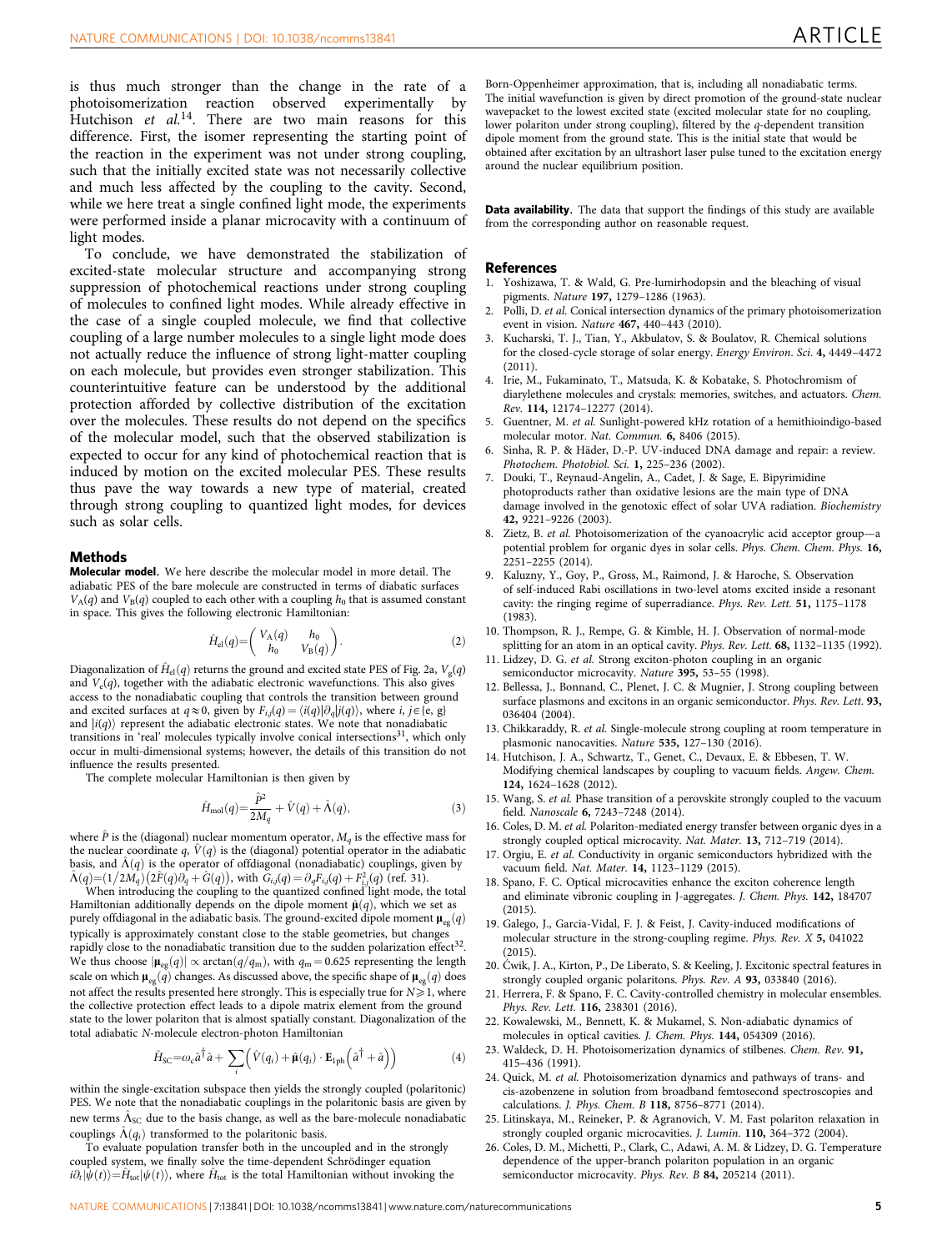is thus much stronger than the change in the rate of a photoisomerization reaction observed experimentally by Hutchison *et al.*[14]. There are two main reasons for this difference. First, the isomer representing the starting point of the reaction in the experiment was not under strong coupling, such that the initially excited state was not necessarily collective and much less affected by the coupling to the cavity. Second, while we here treat a single confined light mode, the experiments were performed inside a planar microcavity with a continuum of light modes.

To conclude, we have demonstrated the stabilization of excited-state molecular structure and accompanying strong suppression of photochemical reactions under strong coupling of molecules to confined light modes. While already effective in the case of a single coupled molecule, we find that collective coupling of a large number molecules to a single light mode does not actually reduce the influence of strong light-matter coupling on each molecule, but provides even stronger stabilization. This counterintuitive feature can be understood by the additional protection afforded by collective distribution of the excitation over the molecules. These results do not depend on the specifics of the molecular model, such that the observed stabilization is expected to occur for any kind of photochemical reaction that is induced by motion on the excited molecular PES. These results thus pave the way towards a new type of material, created through strong coupling to quantized light modes, for devices such as solar cells.

## Methods

**Molecular model.** We here describe the molecular model in more detail. The adiabatic PES of the bare molecule are constructed in terms of diabatic surfaces $V_A(q)$ and $V_B(q)$ coupled to each other with a coupling $h_0$ that is assumed constant in space. This gives the following electronic Hamiltonian:

$$\hat{H}_{el}(q)=\begin{pmatrix} V_A(q) & h_0 \\ h_0 & V_B(q) \end{pmatrix}. \tag{2}$$

Diagonalization of $\hat{H}_{el}(q)$ returns the ground and excited state PES of Fig. 2a, $V_g(q)$ and $V_e(q)$, together with the adiabatic electronic wavefunctions. This also gives access to the nonadiabatic coupling that controls the transition between ground and excited surfaces at $q\approx 0$, given by $F_{i,j}(q)=\langle i(q)|\partial_q|j(q)\rangle$, where $i,j\in\{e,g\}$ and $|i(q)\rangle$ represent the adiabatic electronic states. We note that nonadiabatic transitions in 'real' molecules typically involve conical intersections[31], which only occur in multi-dimensional systems; however, the details of this transition do not influence the results presented.

The complete molecular Hamiltonian is then given by

$$\hat{H}_{mol}(q)=\frac{\hat{P}^2}{2M_q}+\hat{V}(q)+\hat{\Lambda}(q), \tag{3}$$

where $\hat{P}$ is the (diagonal) nuclear momentum operator, $M_q$ is the effective mass for the nuclear coordinate $q$, $\hat{V}(q)$ is the (diagonal) potential operator in the adiabatic basis, and $\hat{\Lambda}(q)$ is the operator of offdiagonal (nonadiabatic) couplings, given by $\hat{\Lambda}(q)=(1/2M_q)\left(2\hat{F}(q)\partial_q+\hat{G}(q)\right)$, with $G_{i,j}(q)=\partial_q F_{i,j}(q)+F^2_{i,j}(q)$ (ref. 31).

When introducing the coupling to the quantized confined light mode, the total Hamiltonian additionally depends on the dipole moment $\hat{\mu}(q)$, which we set as purely offdiagonal in the adiabatic basis. The ground-excited dipole moment $\mu_{eg}(q)$ typically is approximately constant close to the stable geometries, but changes rapidly close to the nonadiabatic transition due to the sudden polarization effect[32]. We thus choose $|\mu_{eg}(q)|\propto \arctan(q/q_m)$, with $q_m=0.625$ representing the length scale on which $\mu_{eg}(q)$ changes. As discussed above, the specific shape of $\mu_{eg}(q)$ does not affect the results presented here strongly. This is especially true for $N\gg 1$, where the collective protection effect leads to a dipole matrix element from the ground state to the lower polariton that is almost spatially constant. Diagonalization of the total adiabatic $N$-molecule electron-photon Hamiltonian

$$\hat{H}_{SC}=\omega_c\hat{a}^\dagger\hat{a}+\sum_i\left(\hat{V}(q_i)+\hat{\mu}(q_i)\cdot\mathbf{E}_{1ph}\left(\hat{a}^\dagger+\hat{a}\right)\right) \tag{4}$$

within the single-excitation subspace then yields the strongly coupled (polaritonic) PES. We note that the nonadiabatic couplings in the polaritonic basis are given by new terms $\hat{\Lambda}_{SC}$ due to the basis change, as well as the bare-molecule nonadiabatic couplings $\hat{\Lambda}(q_i)$ transformed to the polaritonic basis.

To evaluate population transfer both in the uncoupled and in the strongly coupled system, we finally solve the time-dependent Schrödinger equation $i\partial_t|\psi(t)\rangle=\hat{H}_{tot}|\psi(t)\rangle$, where $\hat{H}_{tot}$ is the total Hamiltonian without invoking the Born-Oppenheimer approximation, that is, including all nonadiabatic terms. The initial wavefunction is given by direct promotion of the ground-state nuclear wavepacket to the lowest excited state (excited molecular state for no coupling, lower polariton under strong coupling), filtered by the $q$-dependent transition dipole moment from the ground state. This is the initial state that would be obtained after excitation by an ultrashort laser pulse tuned to the excitation energy around the nuclear equilibrium position.

**Data availability.** The data that support the findings of this study are available from the corresponding author on reasonable request.

## References

1. Yoshizawa, T. & Wald, G. Pre-lumirhodopsin and the bleaching of visual pigments. *Nature* **197**, 1279–1286 (1963).
2. Polli, D. *et al.* Conical intersection dynamics of the primary photoisomerization event in vision. *Nature* **467**, 440–443 (2010).
3. Kucharski, T. J., Tian, Y., Akbulatov, S. & Boulatov, R. Chemical solutions for the closed-cycle storage of solar energy. *Energy Environ. Sci.* **4**, 4449–4472 (2011).
4. Irie, M., Fukaminato, T., Matsuda, K. & Kobatake, S. Photochromism of diarylethene molecules and crystals: memories, switches, and actuators. *Chem. Rev.* **114**, 12174–12277 (2014).
5. Guentner, M. *et al.* Sunlight-powered kHz rotation of a hemithioindigo-based molecular motor. *Nat. Commun.* **6**, 8406 (2015).
6. Sinha, R. P. & Häder, D.-P. UV-induced DNA damage and repair: a review. *Photochem. Photobiol. Sci.* **1**, 225–236 (2002).
7. Douki, T., Reynaud-Angelin, A., Cadet, J. & Sage, E. Bipyrimidine photoproducts rather than oxidative lesions are the main type of DNA damage involved in the genotoxic effect of solar UVA radiation. *Biochemistry* **42**, 9221–9226 (2003).
8. Zietz, B. *et al.* Photoisomerization of the cyanoacrylic acid acceptor group—a potential problem for organic dyes in solar cells. *Phys. Chem. Chem. Phys.* **16**, 2251–2255 (2014).
9. Kaluzny, Y., Goy, P., Gross, M., Raimond, J. & Haroche, S. Observation of self-induced Rabi oscillations in two-level atoms excited inside a resonant cavity: the ringing regime of superradiance. *Phys. Rev. Lett.* **51**, 1175–1178 (1983).
10. Thompson, R. J., Rempe, G. & Kimble, H. J. Observation of normal-mode splitting for an atom in an optical cavity. *Phys. Rev. Lett.* **68**, 1132–1135 (1992).
11. Lidzey, D. G. *et al.* Strong exciton-photon coupling in an organic semiconductor microcavity. *Nature* **395**, 53–55 (1998).
12. Bellessa, J., Bonnand, C., Plenet, J. C. & Mugnier, J. Strong coupling between surface plasmons and excitons in an organic semiconductor. *Phys. Rev. Lett.* **93**, 036404 (2004).
13. Chikkaraddy, R. *et al.* Single-molecule strong coupling at room temperature in plasmonic nanocavities. *Nature* **535**, 127–130 (2016).
14. Hutchison, J. A., Schwartz, T., Genet, C., Devaux, E. & Ebbesen, T. W. Modifying chemical landscapes by coupling to vacuum fields. *Angew. Chem.* **124**, 1624–1628 (2012).
15. Wang, S. *et al.* Phase transition of a perovskite strongly coupled to the vacuum field. *Nanoscale* **6**, 7243–7248 (2014).
16. Coles, D. M. *et al.* Polariton-mediated energy transfer between organic dyes in a strongly coupled optical microcavity. *Nat. Mater.* **13**, 712–719 (2014).
17. Orgiu, E. *et al.* Conductivity in organic semiconductors hybridized with the vacuum field. *Nat. Mater.* **14**, 1123–1129 (2015).
18. Spano, F. C. Optical microcavities enhance the exciton coherence length and eliminate vibronic coupling in J-aggregates. *J. Chem. Phys.* **142**, 184707 (2015).
19. Galego, J., Garcia-Vidal, F. J. & Feist, J. Cavity-induced modifications of molecular structure in the strong-coupling regime. *Phys. Rev. X* **5**, 041022 (2015).
20. Ćwik, J. A., Kirton, P., De Liberato, S. & Keeling, J. Excitonic spectral features in strongly coupled organic polaritons. *Phys. Rev. A* **93**, 033840 (2016).
21. Herrera, F. & Spano, F. C. Cavity-controlled chemistry in molecular ensembles. *Phys. Rev. Lett.* **116**, 238301 (2016).
22. Kowalewski, M., Bennett, K. & Mukamel, S. Non-adiabatic dynamics of molecules in optical cavities. *J. Chem. Phys.* **144**, 054309 (2016).
23. Waldeck, D. H. Photoisomerization dynamics of stilbenes. *Chem. Rev.* **91**, 415–436 (1991).
24. Quick, M. *et al.* Photoisomerization dynamics and pathways of trans- and cis-azobenzene in solution from broadband femtosecond spectroscopies and calculations. *J. Phys. Chem. B* **118**, 8756–8771 (2014).
25. Litinskaya, M., Reineker, P. & Agranovich, V. M. Fast polariton relaxation in strongly coupled organic microcavities. *J. Lumin.* **110**, 364–372 (2004).
26. Coles, D. M., Michetti, P., Clark, C., Adawi, A. M. & Lidzey, D. G. Temperature dependence of the upper-branch polariton population in an organic semiconductor microcavity. *Phys. Rev. B* **84**, 205214 (2011).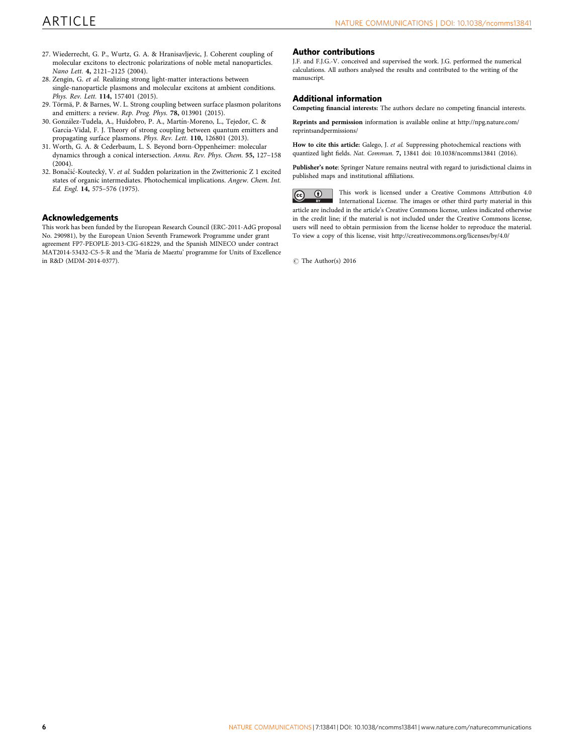27. Wiederrecht, G. P., Wurtz, G. A. & Hranisavljevic, J. Coherent coupling of molecular excitons to electronic polarizations of noble metal nanoparticles. *Nano Lett.* **4,** 2121–2125 (2004).
28. Zengin, G. *et al.* Realizing strong light-matter interactions between single-nanoparticle plasmons and molecular excitons at ambient conditions. *Phys. Rev. Lett.* **114,** 157401 (2015).
29. Törmä, P. & Barnes, W. L. Strong coupling between surface plasmon polaritons and emitters: a review. *Rep. Prog. Phys.* **78,** 013901 (2015).
30. González-Tudela, A., Huidobro, P. A., Martín-Moreno, L., Tejedor, C. & García-Vidal, F. J. Theory of strong coupling between quantum emitters and propagating surface plasmons. *Phys. Rev. Lett.* **110,** 126801 (2013).
31. Worth, G. A. & Cederbaum, L. S. Beyond born-Oppenheimer: molecular dynamics through a conical intersection. *Annu. Rev. Phys. Chem.* **55,** 127–158 (2004).
32. Bonačić-Koutecký, V. *et al.* Sudden polarization in the Zwitterionic Z 1 excited states of organic intermediates. Photochemical implications. *Angew. Chem. Int. Ed. Engl.* **14,** 575–576 (1975).

## Acknowledgements

This work has been funded by the European Research Council (ERC-2011-AdG proposal No. 290981), by the European Union Seventh Framework Programme under grant agreement FP7-PEOPLE-2013-CIG-618229, and the Spanish MINECO under contract MAT2014-53432-C5-5-R and the 'María de Maeztu' programme for Units of Excellence in R&D (MDM-2014-0377).

## Author contributions

J.F. and F.J.G.-V. conceived and supervised the work. J.G. performed the numerical calculations. All authors analysed the results and contributed to the writing of the manuscript.

## Additional information

**Competing financial interests:** The authors declare no competing financial interests.

**Reprints and permission** information is available online at http://npg.nature.com/reprintsandpermissions/

**How to cite this article:** Galego, J. *et al.* Suppressing photochemical reactions with quantized light fields. *Nat. Commun.* **7,** 13841 doi: 10.1038/ncomms13841 (2016).

**Publisher's note**: Springer Nature remains neutral with regard to jurisdictional claims in published maps and institutional affiliations.

This work is licensed under a Creative Commons Attribution 4.0 International License. The images or other third party material in this article are included in the article's Creative Commons license, unless indicated otherwise in the credit line; if the material is not included under the Creative Commons license, users will need to obtain permission from the license holder to reproduce the material. To view a copy of this license, visit http://creativecommons.org/licenses/by/4.0/

© The Author(s) 2016